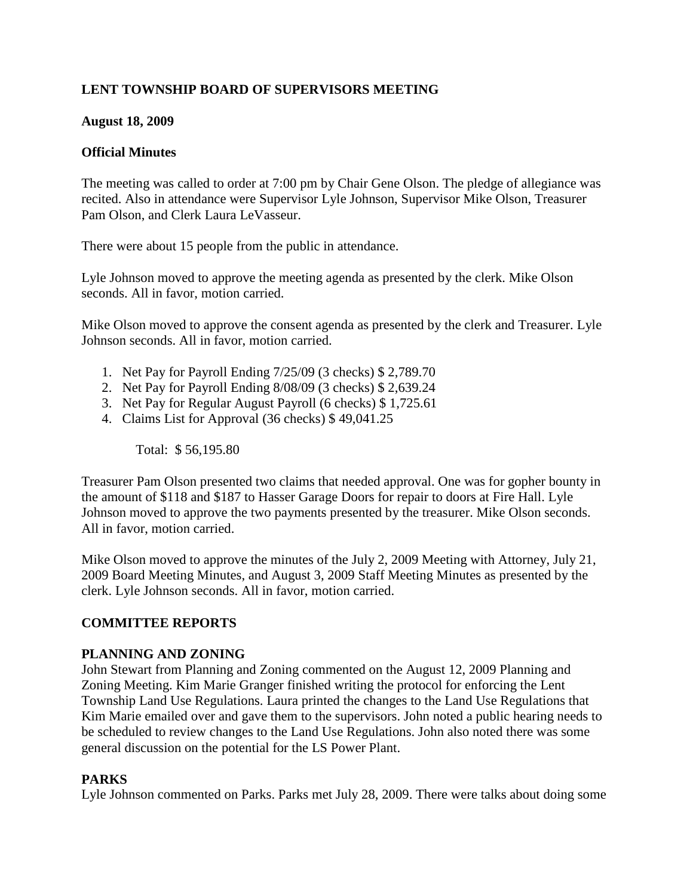**LENT TOWNSHIP BOARD OF SUPERVISORS MEETING**

**August 18, 2009**

**Official Minutes**

The meeting was called to order at 7:00 pm by Chair Gene Olson. The pledge of allegiance was recited. Also in attendance were Supervisor Lyle Johnson, Supervisor Mike Olson, Treasurer Pam Olson, and Clerk Laura LeVasseur.

There were about 15 people from the public in attendance.

Lyle Johnson moved to approve the meeting agenda as presented by the clerk. Mike Olson seconds. All in favor, motion carried.

Mike Olson moved to approve the consent agenda as presented by the clerk and Treasurer. Lyle Johnson seconds. All in favor, motion carried.

1. Net Pay for Payroll Ending 7/25/09 (3 checks) $ 2,789.70
2. Net Pay for Payroll Ending 8/08/09 (3 checks) $ 2,639.24
3. Net Pay for Regular August Payroll (6 checks) $ 1,725.61
4. Claims List for Approval (36 checks) $ 49,041.25

Total: $ 56,195.80

Treasurer Pam Olson presented two claims that needed approval. One was for gopher bounty in the amount of $118 and $187 to Hasser Garage Doors for repair to doors at Fire Hall. Lyle Johnson moved to approve the two payments presented by the treasurer. Mike Olson seconds. All in favor, motion carried.

Mike Olson moved to approve the minutes of the July 2, 2009 Meeting with Attorney, July 21, 2009 Board Meeting Minutes, and August 3, 2009 Staff Meeting Minutes as presented by the clerk. Lyle Johnson seconds. All in favor, motion carried.

## COMMITTEE REPORTS

### PLANNING AND ZONING

John Stewart from Planning and Zoning commented on the August 12, 2009 Planning and Zoning Meeting. Kim Marie Granger finished writing the protocol for enforcing the Lent Township Land Use Regulations. Laura printed the changes to the Land Use Regulations that Kim Marie emailed over and gave them to the supervisors. John noted a public hearing needs to be scheduled to review changes to the Land Use Regulations. John also noted there was some general discussion on the potential for the LS Power Plant.

### PARKS

Lyle Johnson commented on Parks. Parks met July 28, 2009. There were talks about doing some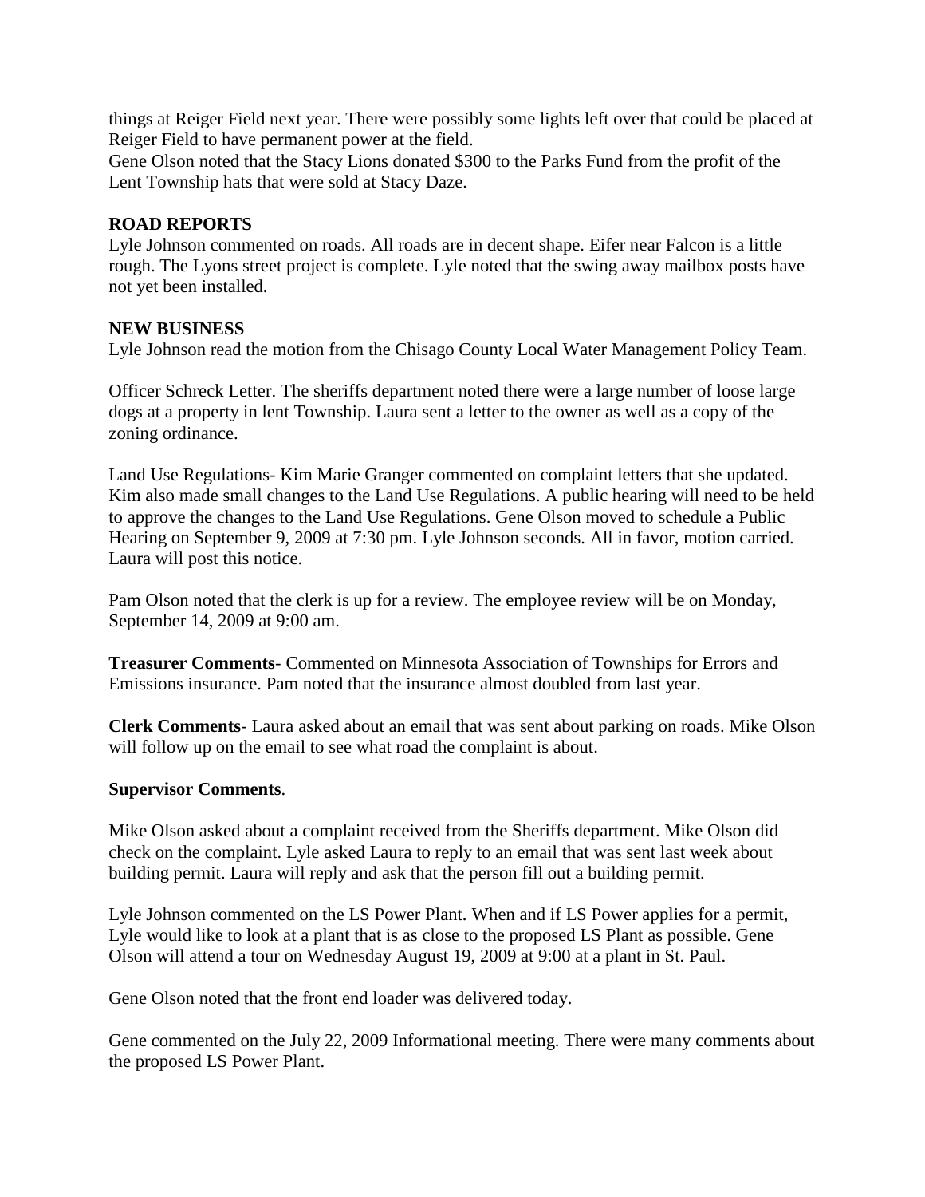things at Reiger Field next year. There were possibly some lights left over that could be placed at Reiger Field to have permanent power at the field.
Gene Olson noted that the Stacy Lions donated $300 to the Parks Fund from the profit of the Lent Township hats that were sold at Stacy Daze.

**ROAD REPORTS**
Lyle Johnson commented on roads. All roads are in decent shape. Eifer near Falcon is a little rough. The Lyons street project is complete. Lyle noted that the swing away mailbox posts have not yet been installed.

**NEW BUSINESS**
Lyle Johnson read the motion from the Chisago County Local Water Management Policy Team.

Officer Schreck Letter. The sheriffs department noted there were a large number of loose large dogs at a property in lent Township. Laura sent a letter to the owner as well as a copy of the zoning ordinance.

Land Use Regulations- Kim Marie Granger commented on complaint letters that she updated. Kim also made small changes to the Land Use Regulations. A public hearing will need to be held to approve the changes to the Land Use Regulations. Gene Olson moved to schedule a Public Hearing on September 9, 2009 at 7:30 pm. Lyle Johnson seconds. All in favor, motion carried. Laura will post this notice.

Pam Olson noted that the clerk is up for a review. The employee review will be on Monday, September 14, 2009 at 9:00 am.

**Treasurer Comments**- Commented on Minnesota Association of Townships for Errors and Emissions insurance. Pam noted that the insurance almost doubled from last year.

**Clerk Comments**- Laura asked about an email that was sent about parking on roads. Mike Olson will follow up on the email to see what road the complaint is about.

**Supervisor Comments**.

Mike Olson asked about a complaint received from the Sheriffs department. Mike Olson did check on the complaint. Lyle asked Laura to reply to an email that was sent last week about building permit. Laura will reply and ask that the person fill out a building permit.

Lyle Johnson commented on the LS Power Plant. When and if LS Power applies for a permit, Lyle would like to look at a plant that is as close to the proposed LS Plant as possible. Gene Olson will attend a tour on Wednesday August 19, 2009 at 9:00 at a plant in St. Paul.

Gene Olson noted that the front end loader was delivered today.

Gene commented on the July 22, 2009 Informational meeting. There were many comments about the proposed LS Power Plant.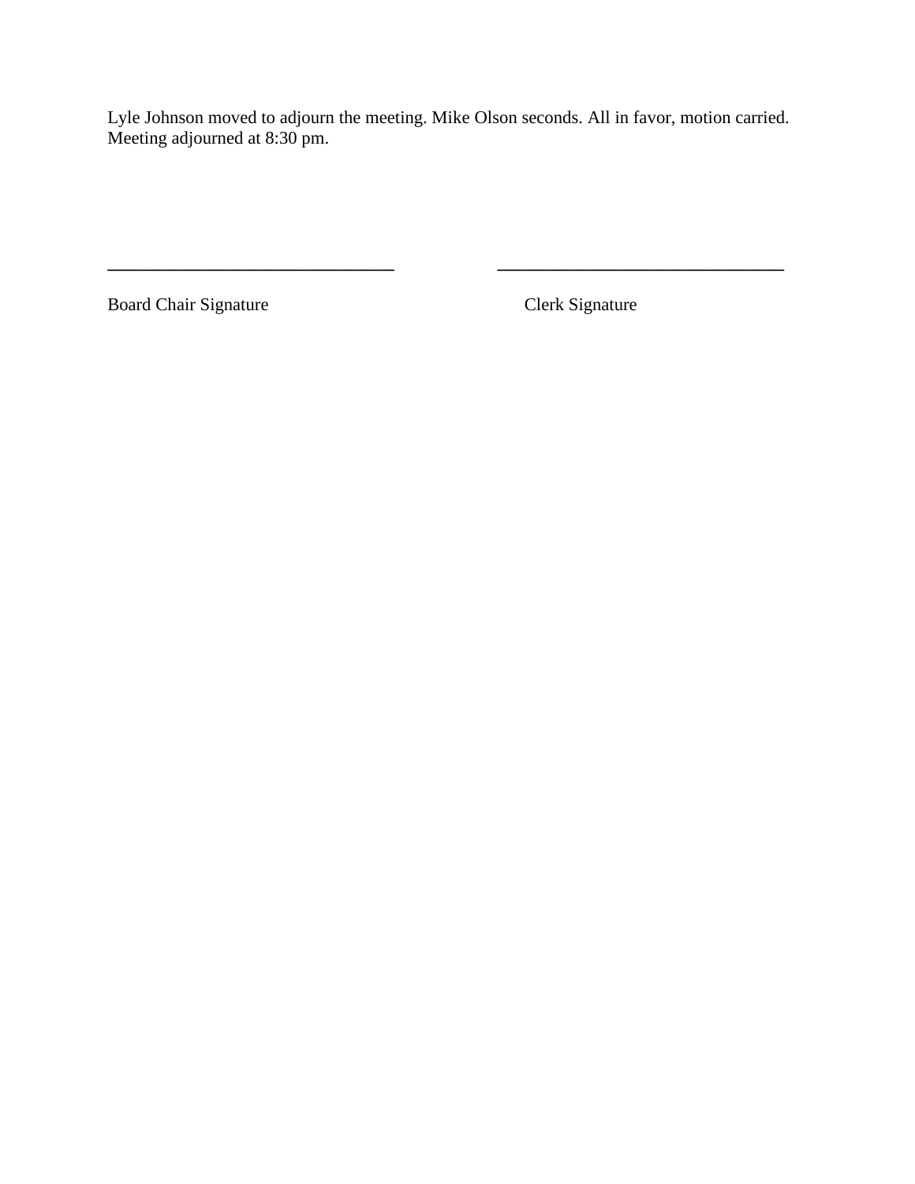Lyle Johnson moved to adjourn the meeting. Mike Olson seconds. All in favor, motion carried. Meeting adjourned at 8:30 pm.

________________________________ ________________________________

Board Chair Signature Clerk Signature